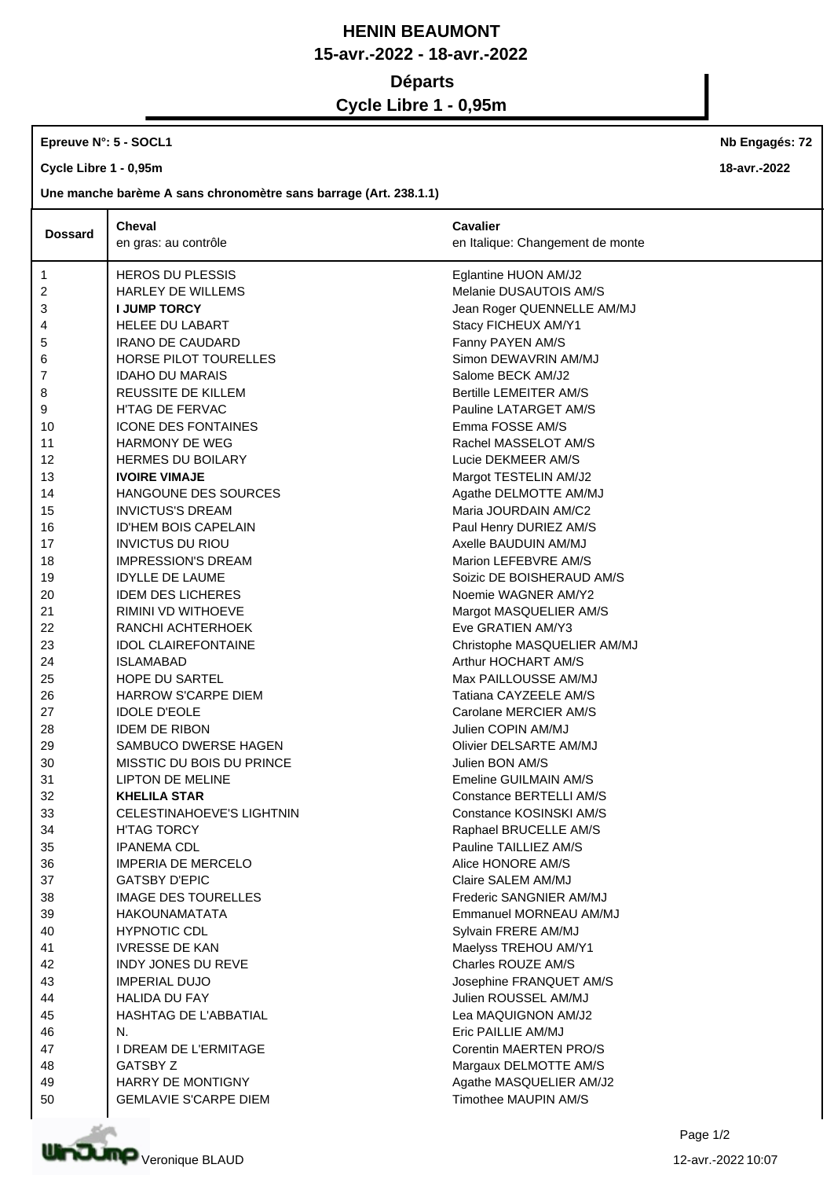# HENIN BEAUMONT

## 15-avr.-2022 - 18-avr.-2022

## Départs

## Cycle Libre 1 - 0,95m

**Epreuve N°: 5 - SOCL1** **Nb Engagés: 72**

**Cycle Libre 1 - 0,95m** **18-avr.-2022**

**Une manche barème A sans chronomètre sans barrage (Art. 238.1.1)**

| Dossard | Cheval<br>en gras: au contrôle | Cavalier<br>en Italique: Changement de monte |
|---|---|---|
| 1 | HEROS DU PLESSIS | Eglantine HUON AM/J2 |
| 2 | HARLEY DE WILLEMS | Melanie DUSAUTOIS AM/S |
| 3 | **I JUMP TORCY** | Jean Roger QUENNELLE AM/MJ |
| 4 | HELEE DU LABART | Stacy FICHEUX AM/Y1 |
| 5 | IRANO DE CAUDARD | Fanny PAYEN AM/S |
| 6 | HORSE PILOT TOURELLES | Simon DEWAVRIN AM/MJ |
| 7 | IDAHO DU MARAIS | Salome BECK AM/J2 |
| 8 | REUSSITE DE KILLEM | Bertille LEMEITER AM/S |
| 9 | H'TAG DE FERVAC | Pauline LATARGET AM/S |
| 10 | ICONE DES FONTAINES | Emma FOSSE AM/S |
| 11 | HARMONY DE WEG | Rachel MASSELOT AM/S |
| 12 | HERMES DU BOILARY | Lucie DEKMEER AM/S |
| 13 | **IVOIRE VIMAJE** | Margot TESTELIN AM/J2 |
| 14 | HANGOUNE DES SOURCES | Agathe DELMOTTE AM/MJ |
| 15 | INVICTUS'S DREAM | Maria JOURDAIN AM/C2 |
| 16 | ID'HEM BOIS CAPELAIN | Paul Henry DURIEZ AM/S |
| 17 | INVICTUS DU RIOU | Axelle BAUDUIN AM/MJ |
| 18 | IMPRESSION'S DREAM | Marion LEFEBVRE AM/S |
| 19 | IDYLLE DE LAUME | Soizic DE BOISHERAUD AM/S |
| 20 | IDEM DES LICHERES | Noemie WAGNER AM/Y2 |
| 21 | RIMINI VD WITHOEVE | Margot MASQUELIER AM/S |
| 22 | RANCHI ACHTERHOEK | Eve GRATIEN AM/Y3 |
| 23 | IDOL CLAIREFONTAINE | Christophe MASQUELIER AM/MJ |
| 24 | ISLAMABAD | Arthur HOCHART AM/S |
| 25 | HOPE DU SARTEL | Max PAILLOUSSE AM/MJ |
| 26 | HARROW S'CARPE DIEM | Tatiana CAYZEELE AM/S |
| 27 | IDOLE D'EOLE | Carolane MERCIER AM/S |
| 28 | IDEM DE RIBON | Julien COPIN AM/MJ |
| 29 | SAMBUCO DWERSE HAGEN | Olivier DELSARTE AM/MJ |
| 30 | MISSTIC DU BOIS DU PRINCE | Julien BON AM/S |
| 31 | LIPTON DE MELINE | Emeline GUILMAIN AM/S |
| 32 | **KHELILA STAR** | Constance BERTELLI AM/S |
| 33 | CELESTINAHOEVE'S LIGHTNIN | Constance KOSINSKI AM/S |
| 34 | H'TAG TORCY | Raphael BRUCELLE AM/S |
| 35 | IPANEMA CDL | Pauline TAILLIEZ AM/S |
| 36 | IMPERIA DE MERCELO | Alice HONORE AM/S |
| 37 | GATSBY D'EPIC | Claire SALEM AM/MJ |
| 38 | IMAGE DES TOURELLES | Frederic SANGNIER AM/MJ |
| 39 | HAKOUNAMATATA | Emmanuel MORNEAU AM/MJ |
| 40 | HYPNOTIC CDL | Sylvain FRERE AM/MJ |
| 41 | IVRESSE DE KAN | Maelyss TREHOU AM/Y1 |
| 42 | INDY JONES DU REVE | Charles ROUZE AM/S |
| 43 | IMPERIAL DUJO | Josephine FRANQUET AM/S |
| 44 | HALIDA DU FAY | Julien ROUSSEL AM/MJ |
| 45 | HASHTAG DE L'ABBATIAL | Lea MAQUIGNON AM/J2 |
| 46 | N. | Eric PAILLIE AM/MJ |
| 47 | I DREAM DE L'ERMITAGE | Corentin MAERTEN PRO/S |
| 48 | GATSBY Z | Margaux DELMOTTE AM/S |
| 49 | HARRY DE MONTIGNY | Agathe MASQUELIER AM/J2 |
| 50 | GEMLAVIE S'CARPE DIEM | Timothee MAUPIN AM/S |

Veronique BLAUD

12-avr.-2022 10:07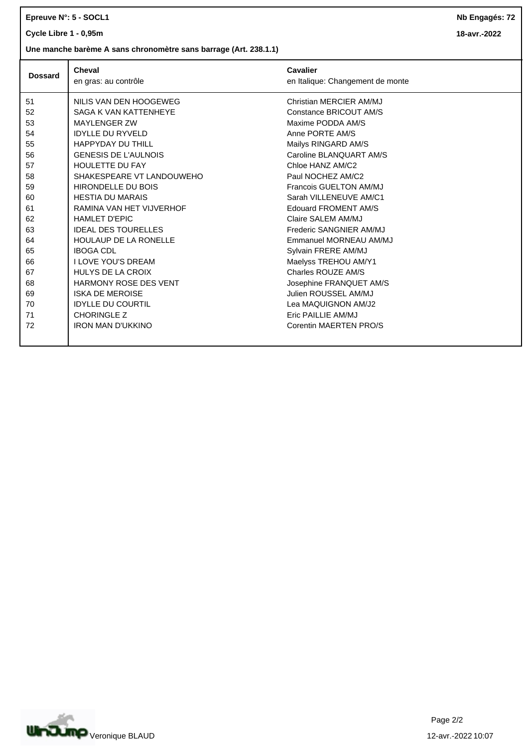**Epreuve N°: 5 - SOCL1** **Nb Engagés: 72**

**Cycle Libre 1 - 0,95m** **18-avr.-2022**

**Une manche barème A sans chronomètre sans barrage (Art. 238.1.1)**

| Dossard | Cheval<br>en gras: au contrôle | Cavalier<br>en Italique: Changement de monte |
|---|---|---|
| 51 | NILIS VAN DEN HOOGEWEG | Christian MERCIER AM/MJ |
| 52 | SAGA K VAN KATTENHEYE | Constance BRICOUT AM/S |
| 53 | MAYLENGER ZW | Maxime PODDA AM/S |
| 54 | IDYLLE DU RYVELD | Anne PORTE AM/S |
| 55 | HAPPYDAY DU THILL | Mailys RINGARD AM/S |
| 56 | GENESIS DE L'AULNOIS | Caroline BLANQUART AM/S |
| 57 | HOULETTE DU FAY | Chloe HANZ AM/C2 |
| 58 | SHAKESPEARE VT LANDOUWEHO | Paul NOCHEZ AM/C2 |
| 59 | HIRONDELLE DU BOIS | Francois GUELTON AM/MJ |
| 60 | HESTIA DU MARAIS | Sarah VILLENEUVE AM/C1 |
| 61 | RAMINA VAN HET VIJVERHOF | Edouard FROMENT AM/S |
| 62 | HAMLET D'EPIC | Claire SALEM AM/MJ |
| 63 | IDEAL DES TOURELLES | Frederic SANGNIER AM/MJ |
| 64 | HOULAUP DE LA RONELLE | Emmanuel MORNEAU AM/MJ |
| 65 | IBOGA CDL | Sylvain FRERE AM/MJ |
| 66 | I LOVE YOU'S DREAM | Maelyss TREHOU AM/Y1 |
| 67 | HULYS DE LA CROIX | Charles ROUZE AM/S |
| 68 | HARMONY ROSE DES VENT | Josephine FRANQUET AM/S |
| 69 | ISKA DE MEROISE | Julien ROUSSEL AM/MJ |
| 70 | IDYLLE DU COURTIL | Lea MAQUIGNON AM/J2 |
| 71 | CHORINGLE Z | Eric PAILLIE AM/MJ |
| 72 | IRON MAN D'UKKINO | Corentin MAERTEN PRO/S |

Veronique BLAUD

12-avr.-2022 10:07